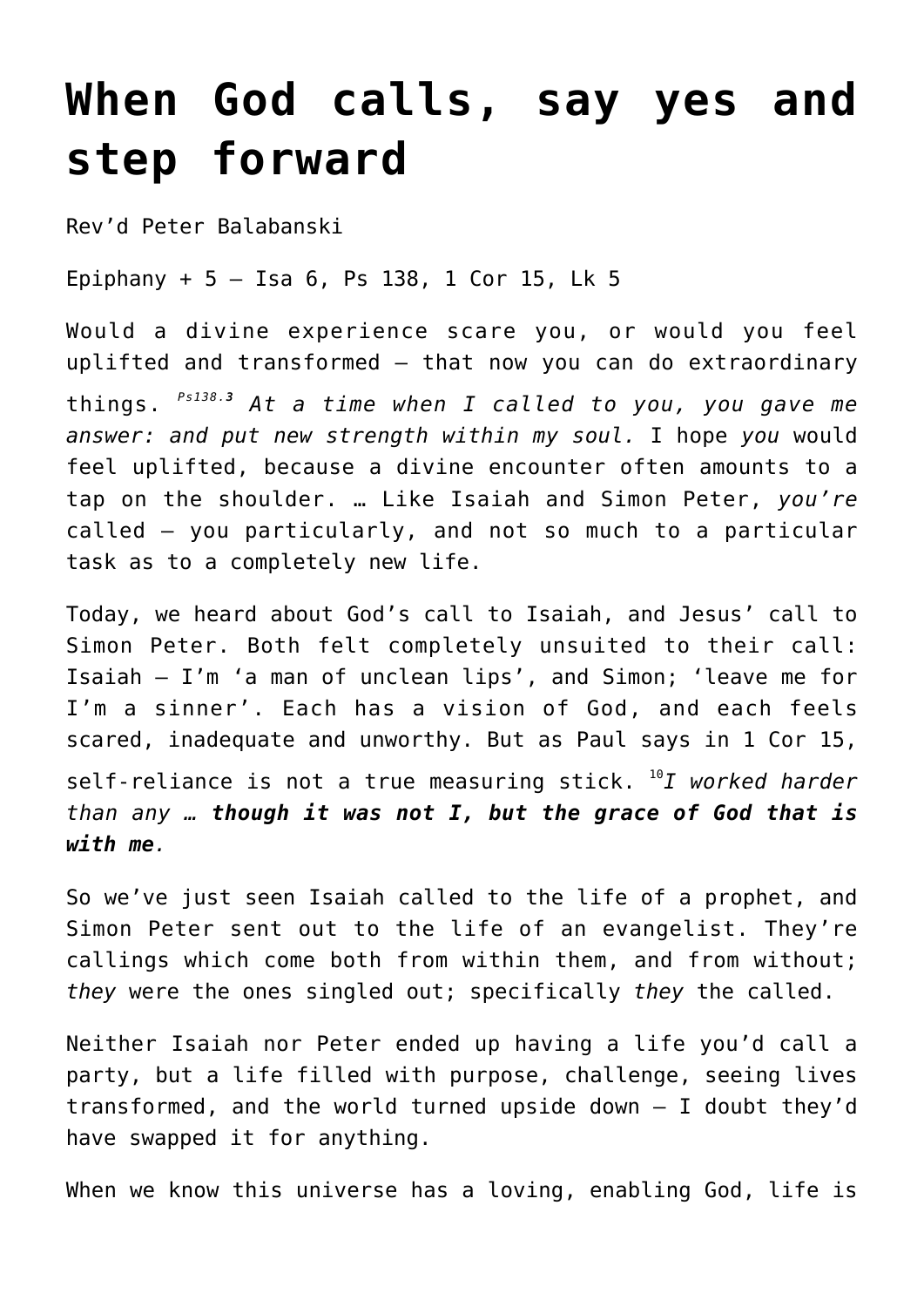# When God calls, say yes and step forward

Rev'd Peter Balabanski

Epiphany + 5 – Isa 6, Ps 138, 1 Cor 15, Lk 5

Would a divine experience scare you, or would you feel uplifted and transformed – that now you can do extraordinary things. *Ps138.3* *At a time when I called to you, you gave me answer: and put new strength within my soul.* I hope *you* would feel uplifted, because a divine encounter often amounts to a tap on the shoulder. … Like Isaiah and Simon Peter, *you're* called – you particularly, and not so much to a particular task as to a completely new life.

Today, we heard about God's call to Isaiah, and Jesus' call to Simon Peter. Both felt completely unsuited to their call: Isaiah – I'm 'a man of unclean lips', and Simon; 'leave me for I'm a sinner'. Each has a vision of God, and each feels scared, inadequate and unworthy. But as Paul says in 1 Cor 15, self-reliance is not a true measuring stick. [10]*I worked harder than any … **though it was not I, but the grace of God that is with me**.*

So we've just seen Isaiah called to the life of a prophet, and Simon Peter sent out to the life of an evangelist. They're callings which come both from within them, and from without; *they* were the ones singled out; specifically *they* the called.

Neither Isaiah nor Peter ended up having a life you'd call a party, but a life filled with purpose, challenge, seeing lives transformed, and the world turned upside down – I doubt they'd have swapped it for anything.

When we know this universe has a loving, enabling God, life is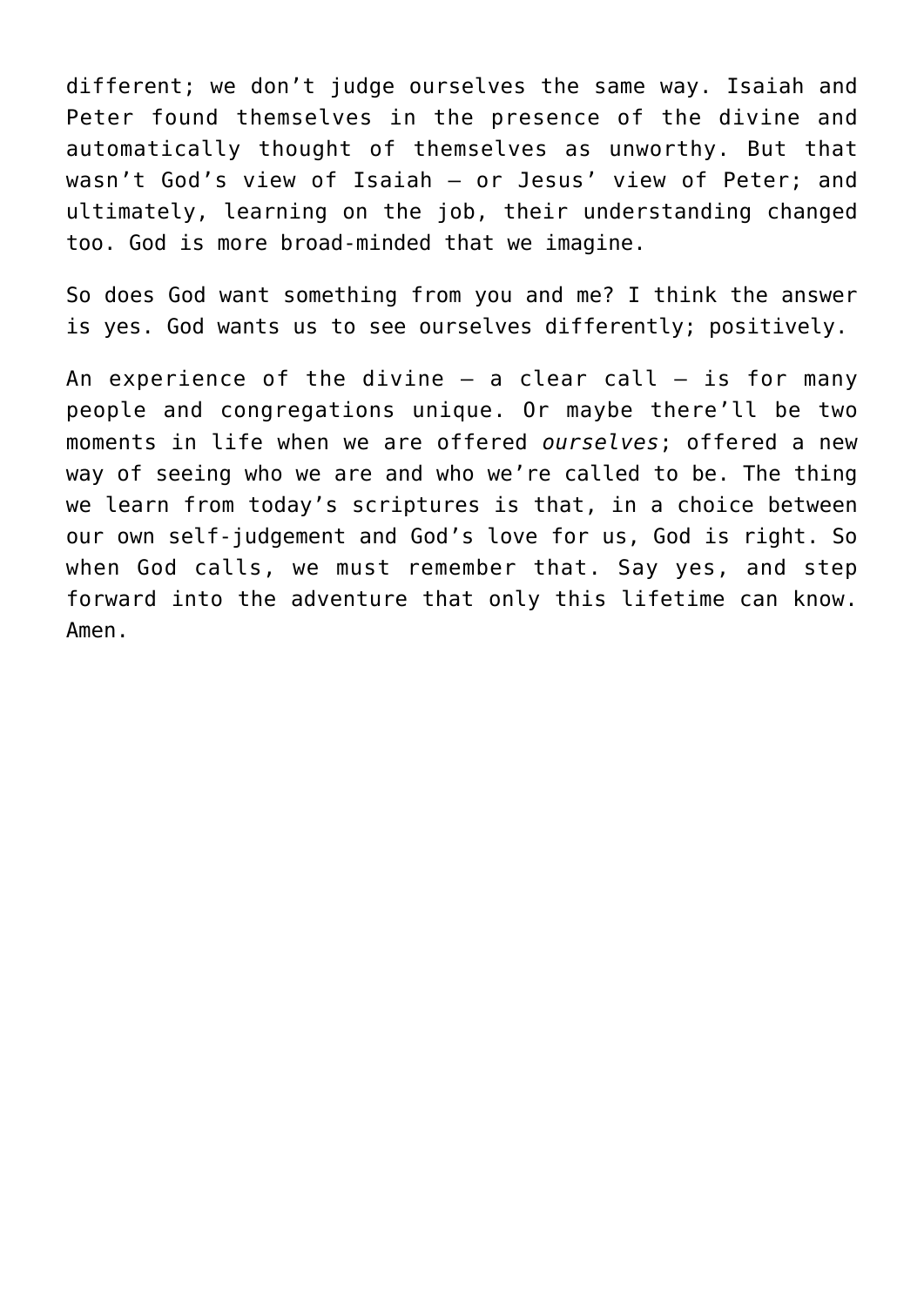different; we don't judge ourselves the same way. Isaiah and Peter found themselves in the presence of the divine and automatically thought of themselves as unworthy. But that wasn't God's view of Isaiah – or Jesus' view of Peter; and ultimately, learning on the job, their understanding changed too. God is more broad-minded that we imagine.

So does God want something from you and me? I think the answer is yes. God wants us to see ourselves differently; positively.

An experience of the divine – a clear call – is for many people and congregations unique. Or maybe there'll be two moments in life when we are offered *ourselves*; offered a new way of seeing who we are and who we're called to be. The thing we learn from today's scriptures is that, in a choice between our own self-judgement and God's love for us, God is right. So when God calls, we must remember that. Say yes, and step forward into the adventure that only this lifetime can know. Amen.